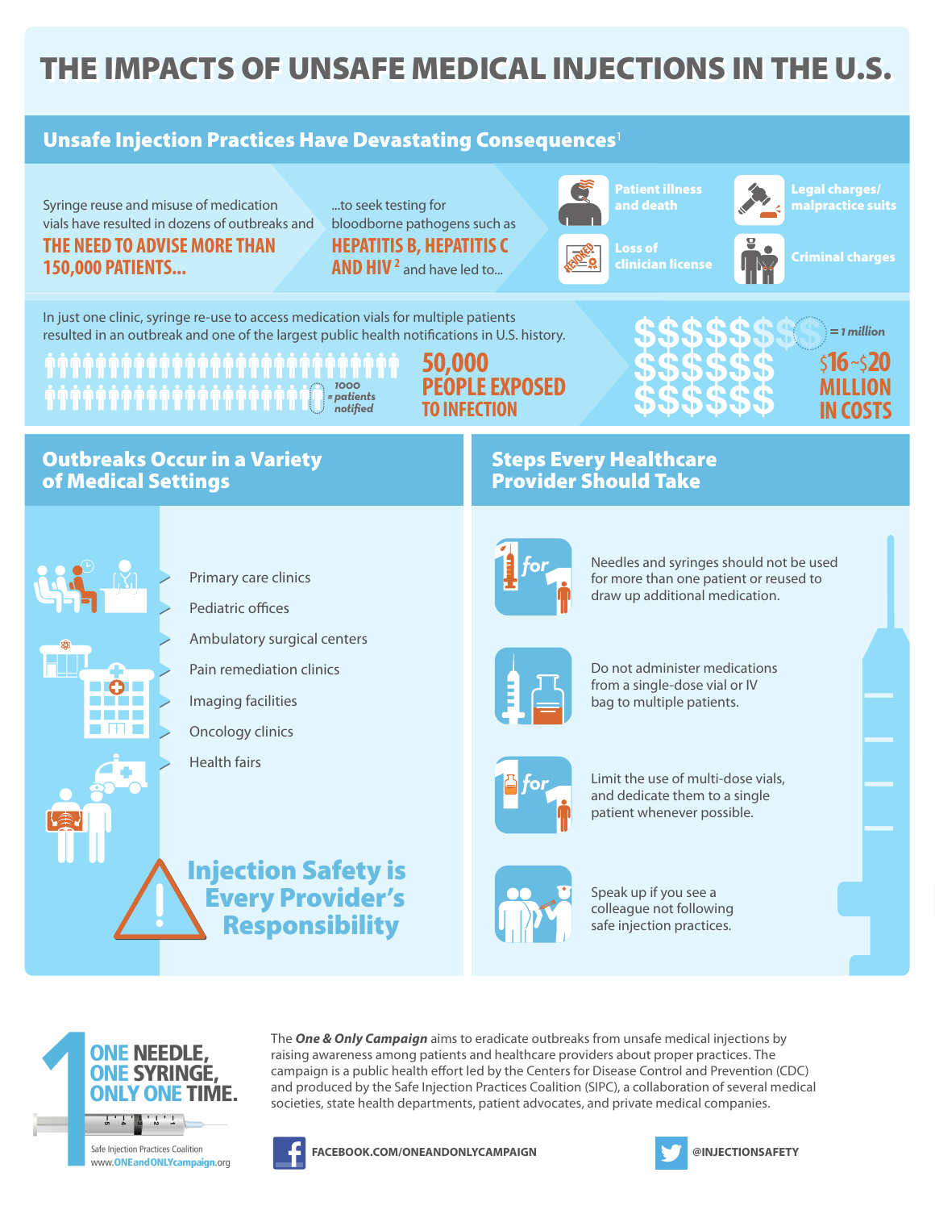# THE IMPACTS OF UNSAFE MEDICAL INJECTIONS IN THE U.S.

## Unsafe Injection Practices Have Devastating Consequences[1]

Syringe reuse and misuse of medication vials have resulted in dozens of outbreaks and **THE NEED TO ADVISE MORE THAN 150,000 PATIENTS...**

...to seek testing for bloodborne pathogens such as **HEPATITIS B, HEPATITIS C AND HIV**[2] and have led to...

- Patient illness and death
- Legal charges/ malpractice suits
- Loss of clinician license
- Criminal charges

In just one clinic, syringe re-use to access medication vials for multiple patients resulted in an outbreak and one of the largest public health notifications in U.S. history.

1000 = patients notified

**50,000 PEOPLE EXPOSED TO INFECTION**

= 1 million

**$16~$20 MILLION IN COSTS**

## Outbreaks Occur in a Variety of Medical Settings

- Primary care clinics
- Pediatric offices
- Ambulatory surgical centers
- Pain remediation clinics
- Imaging facilities
- Oncology clinics
- Health fairs

**Injection Safety is Every Provider's Responsibility**

## Steps Every Healthcare Provider Should Take

1 for 1 — Needles and syringes should not be used for more than one patient or reused to draw up additional medication.

Do not administer medications from a single-dose vial or IV bag to multiple patients.

1 for 1 — Limit the use of multi-dose vials, and dedicate them to a single patient whenever possible.

Speak up if you see a colleague not following safe injection practices.

**ONE NEEDLE, ONE SYRINGE, ONLY ONE TIME.**

Safe Injection Practices Coalition
www.ONEandONLYcampaign.org

The ***One & Only Campaign*** aims to eradicate outbreaks from unsafe medical injections by raising awareness among patients and healthcare providers about proper practices. The campaign is a public health effort led by the Centers for Disease Control and Prevention (CDC) and produced by the Safe Injection Practices Coalition (SIPC), a collaboration of several medical societies, state health departments, patient advocates, and private medical companies.

FACEBOOK.COM/ONEANDONLYCAMPAIGN

@INJECTIONSAFETY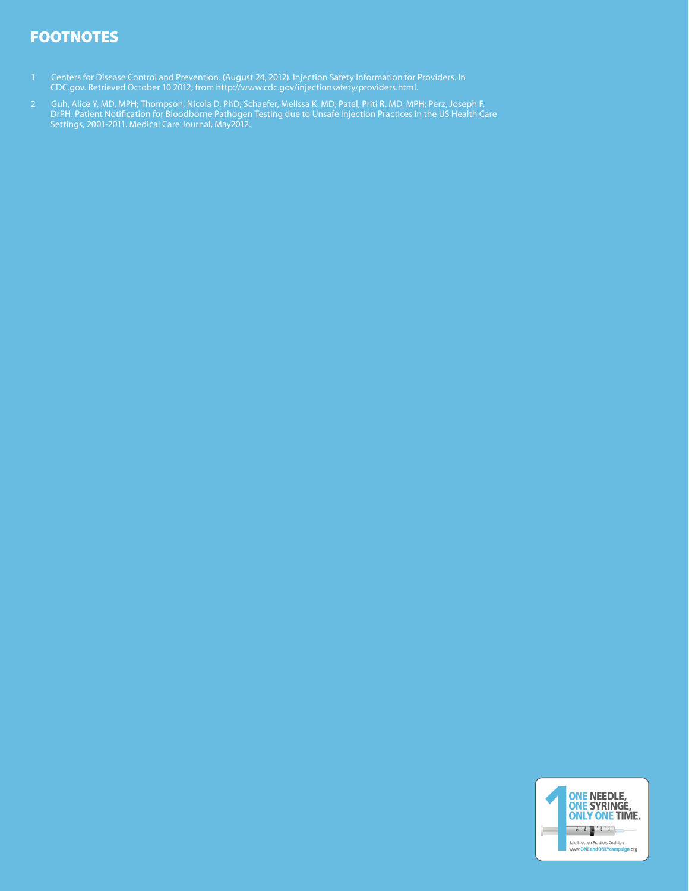# FOOTNOTES

1 Centers for Disease Control and Prevention. (August 24, 2012). Injection Safety Information for Providers. In CDC.gov. Retrieved October 10 2012, from http://www.cdc.gov/injectionsafety/providers.html.

2 Guh, Alice Y. MD, MPH; Thompson, Nicola D. PhD; Schaefer, Melissa K. MD; Patel, Priti R. MD, MPH; Perz, Joseph F. DrPH. Patient Notification for Bloodborne Pathogen Testing due to Unsafe Injection Practices in the US Health Care Settings, 2001-2011. Medical Care Journal, May2012.

ONE NEEDLE, ONE SYRINGE, ONLY ONE TIME.

Safe Injection Practices Coalition
www.ONEandONLYcampaign.org